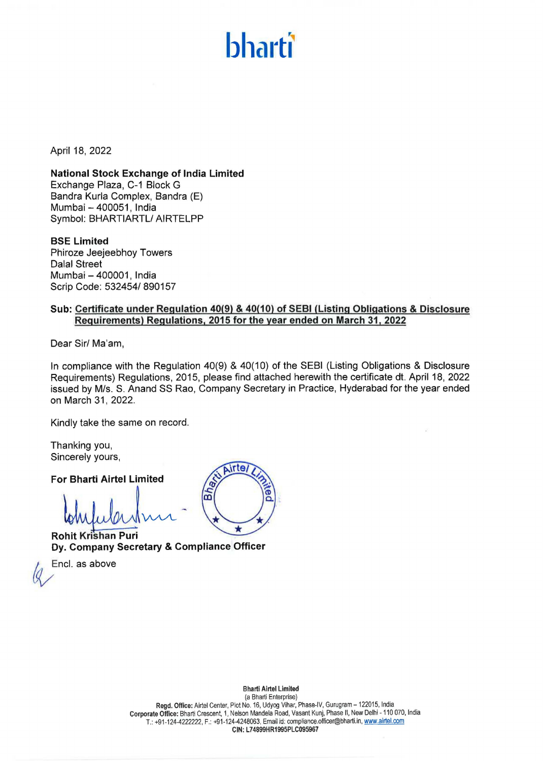bharti

April 18, 2022

**National Stock Exchange of India Limited**
Exchange Plaza, C-1 Block G
Bandra Kurla Complex, Bandra (E)
Mumbai – 400051, India
Symbol: BHARTIARTL/ AIRTELPP

**BSE Limited**
Phiroze Jeejeebhoy Towers
Dalal Street
Mumbai – 400001, India
Scrip Code: 532454/ 890157

**Sub: Certificate under Regulation 40(9) & 40(10) of SEBI (Listing Obligations & Disclosure Requirements) Regulations, 2015 for the year ended on March 31, 2022**

Dear Sir/ Ma'am,

In compliance with the Regulation 40(9) & 40(10) of the SEBI (Listing Obligations & Disclosure Requirements) Regulations, 2015, please find attached herewith the certificate dt. April 18, 2022 issued by M/s. S. Anand SS Rao, Company Secretary in Practice, Hyderabad for the year ended on March 31, 2022.

Kindly take the same on record.

Thanking you,
Sincerely yours,

**For Bharti Airtel Limited**

**Rohit Krishan Puri**
**Dy. Company Secretary & Compliance Officer**

Encl. as above

**Bharti Airtel Limited**
(a Bharti Enterprise)
**Regd. Office:** Airtel Center, Plot No. 16, Udyog Vihar, Phase-IV, Gurugram – 122015, India
**Corporate Office:** Bharti Crescent, 1, Nelson Mandela Road, Vasant Kunj, Phase II, New Delhi - 110 070, India
T.: +91-124-4222222, F.: +91-124-4248063, Email id: compliance.officer@bharti.in, www.airtel.com
**CIN: L74899HR1995PLC095967**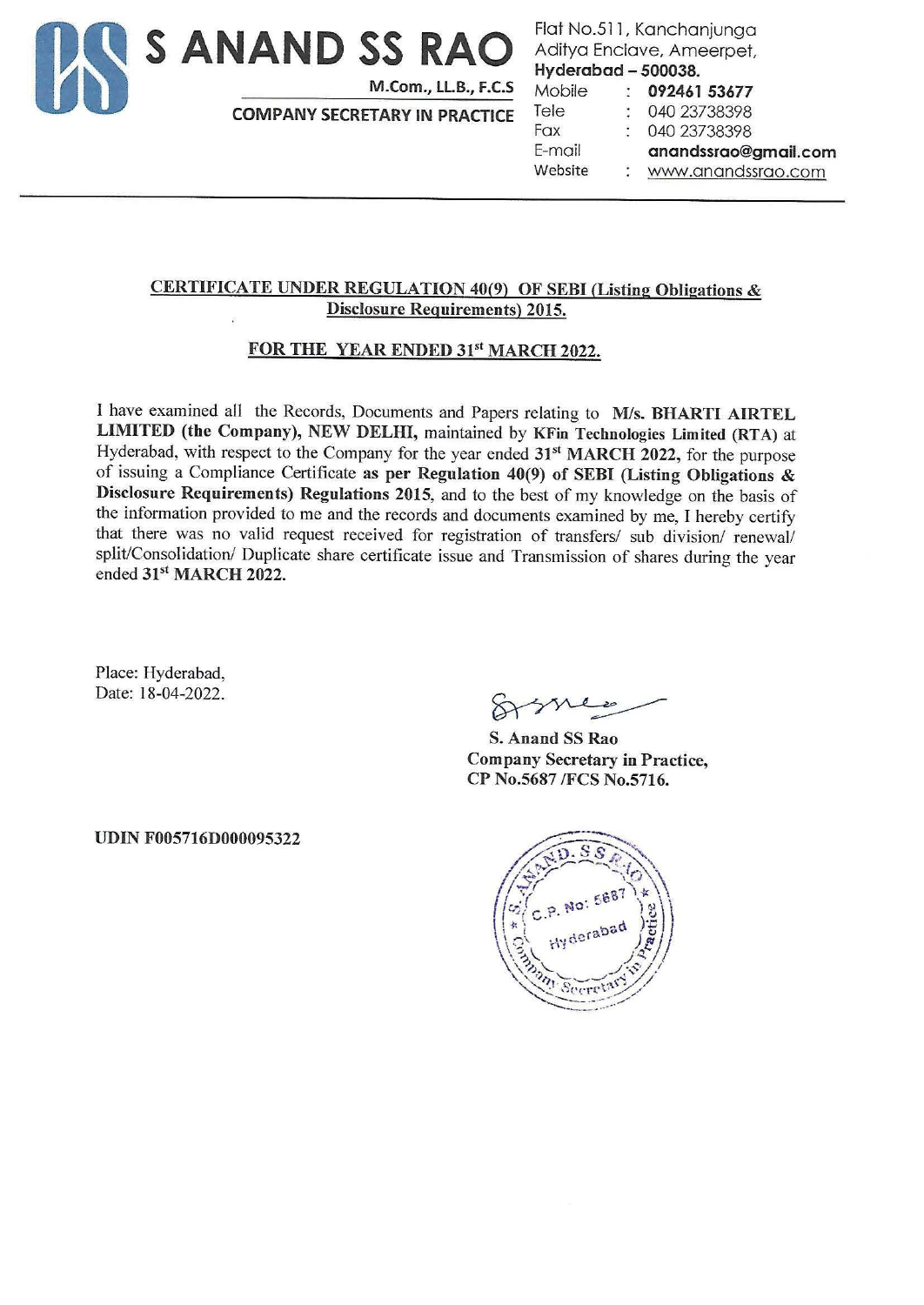# S ANAND SS RAO

M.Com., LL.B., F.C.S

COMPANY SECRETARY IN PRACTICE

Flat No.511, Kanchanjunga
Aditya Enclave, Ameerpet,
**Hyderabad – 500038.**

Mobile : **092461 53677**
Tele : 040 23738398
Fax : 040 23738398
E-mail **anandssrao@gmail.com**
Website : www.anandssrao.com

---

## CERTIFICATE UNDER REGULATION 40(9) OF SEBI (Listing Obligations & Disclosure Requirements) 2015.

## FOR THE YEAR ENDED 31st MARCH 2022.

I have examined all the Records, Documents and Papers relating to **M/s. BHARTI AIRTEL LIMITED (the Company), NEW DELHI,** maintained by **KFin Technologies Limited (RTA)** at Hyderabad, with respect to the Company for the year ended **31st MARCH 2022**, for the purpose of issuing a Compliance Certificate **as per Regulation 40(9) of SEBI (Listing Obligations & Disclosure Requirements) Regulations 2015**, and to the best of my knowledge on the basis of the information provided to me and the records and documents examined by me, I hereby certify that there was no valid request received for registration of transfers/ sub division/ renewal/ split/Consolidation/ Duplicate share certificate issue and Transmission of shares during the year ended **31st MARCH 2022.**

Place: Hyderabad,
Date: 18-04-2022.

**S. Anand SS Rao**
**Company Secretary in Practice,**
**CP No.5687 /FCS No.5716.**

**UDIN F005716D000095322**

S. ANAND. SS RAO
C.P. No: 5687
Hyderabad
Company Secretary in Practice